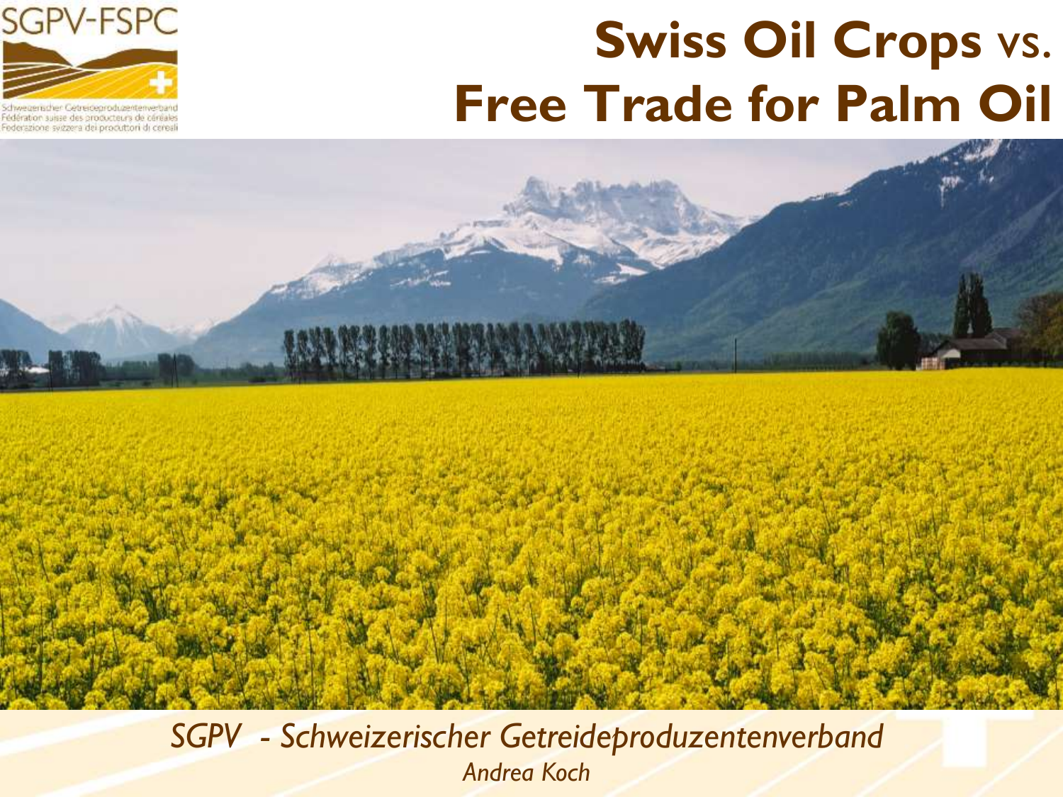SGPV-FSPC

Schweizerischer Getreideproduzentenverband
Fédération suisse des producteurs de céréales
Federazione svizzera dei produttori di cereali

# Swiss Oil Crops vs. Free Trade for Palm Oil

*SGPV - Schweizerischer Getreideproduzentenverband*

*Andrea Koch*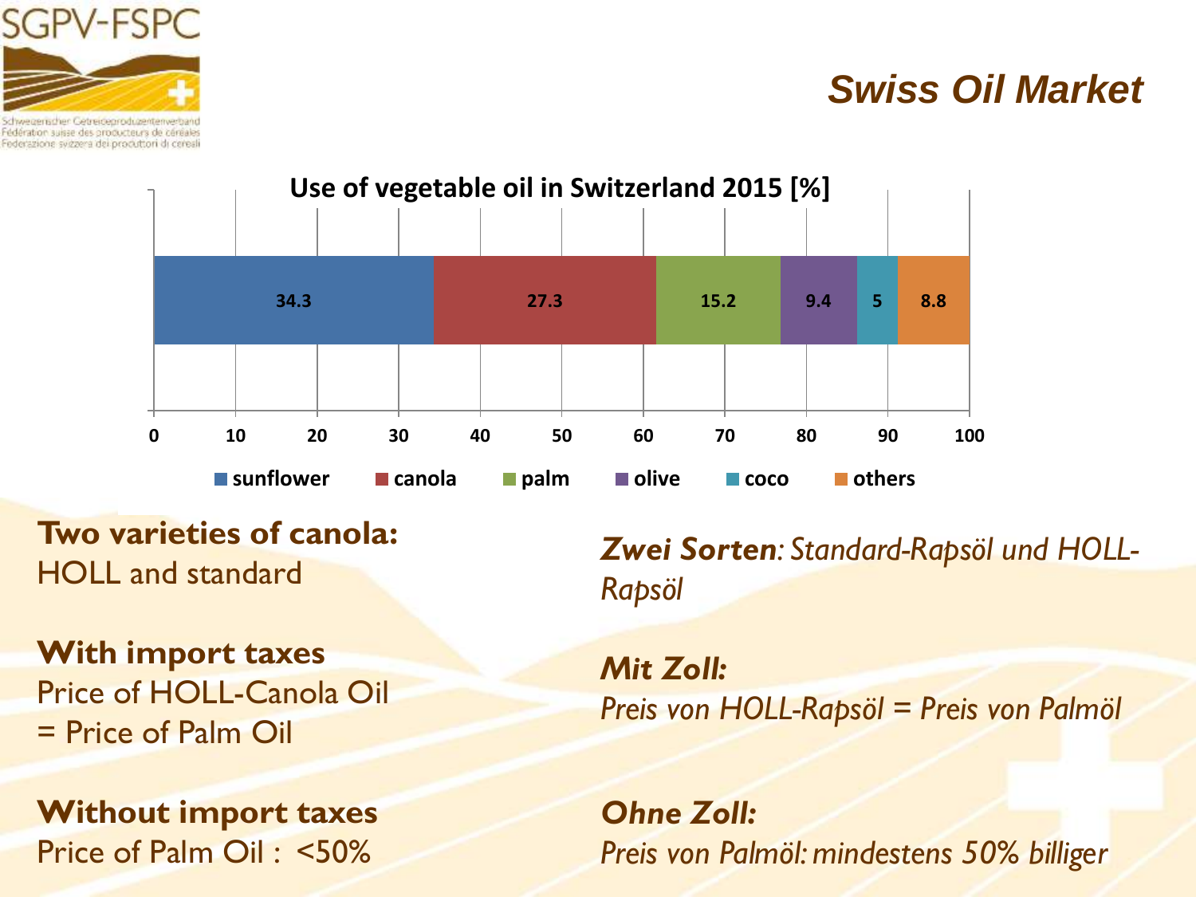# Swiss Oil Market

**Use of vegetable oil in Switzerland 2015 [%]**

| sunflower | canola | palm | olive | coco | others |
| --- | --- | --- | --- | --- | --- |
| 34.3 | 27.3 | 15.2 | 9.4 | 5 | 8.8 |

**Two varieties of canola:**
HOLL and standard

**With import taxes**
Price of HOLL-Canola Oil
= Price of Palm Oil

**Without import taxes**
Price of Palm Oil : <50%

***Zwei Sorten**: Standard-Rapsöl und HOLL-Rapsöl*

***Mit Zoll:***
*Preis von HOLL-Rapsöl = Preis von Palmöl*

***Ohne Zoll:***
*Preis von Palmöl: mindestens 50% billiger*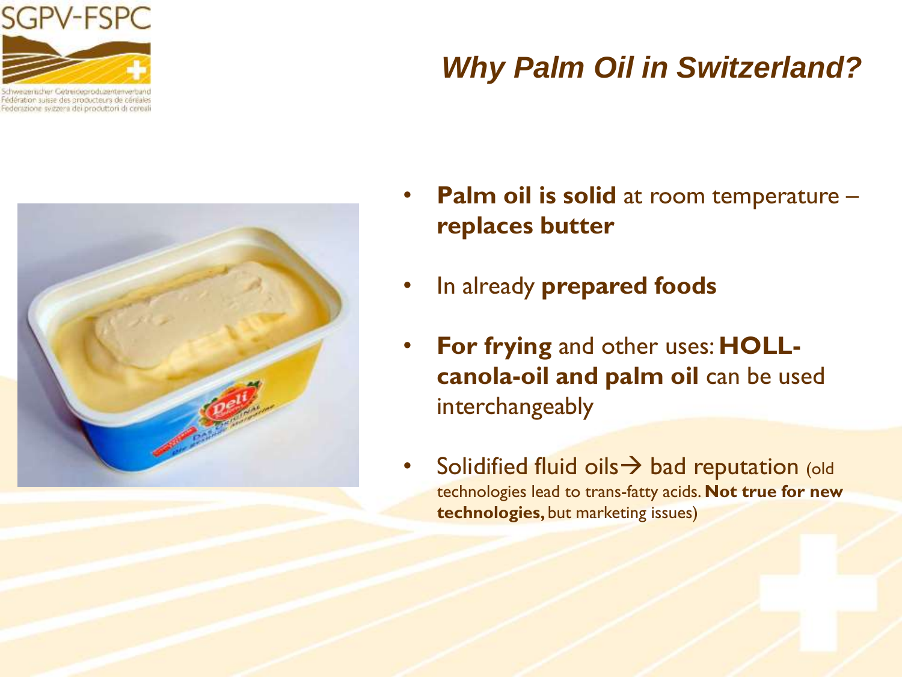# *Why Palm Oil in Switzerland?*

- **Palm oil is solid** at room temperature – **replaces butter**
- In already **prepared foods**
- **For frying** and other uses: **HOLL-canola-oil and palm oil** can be used interchangeably
- Solidified fluid oils→ bad reputation (old technologies lead to trans-fatty acids. **Not true for new technologies,** but marketing issues)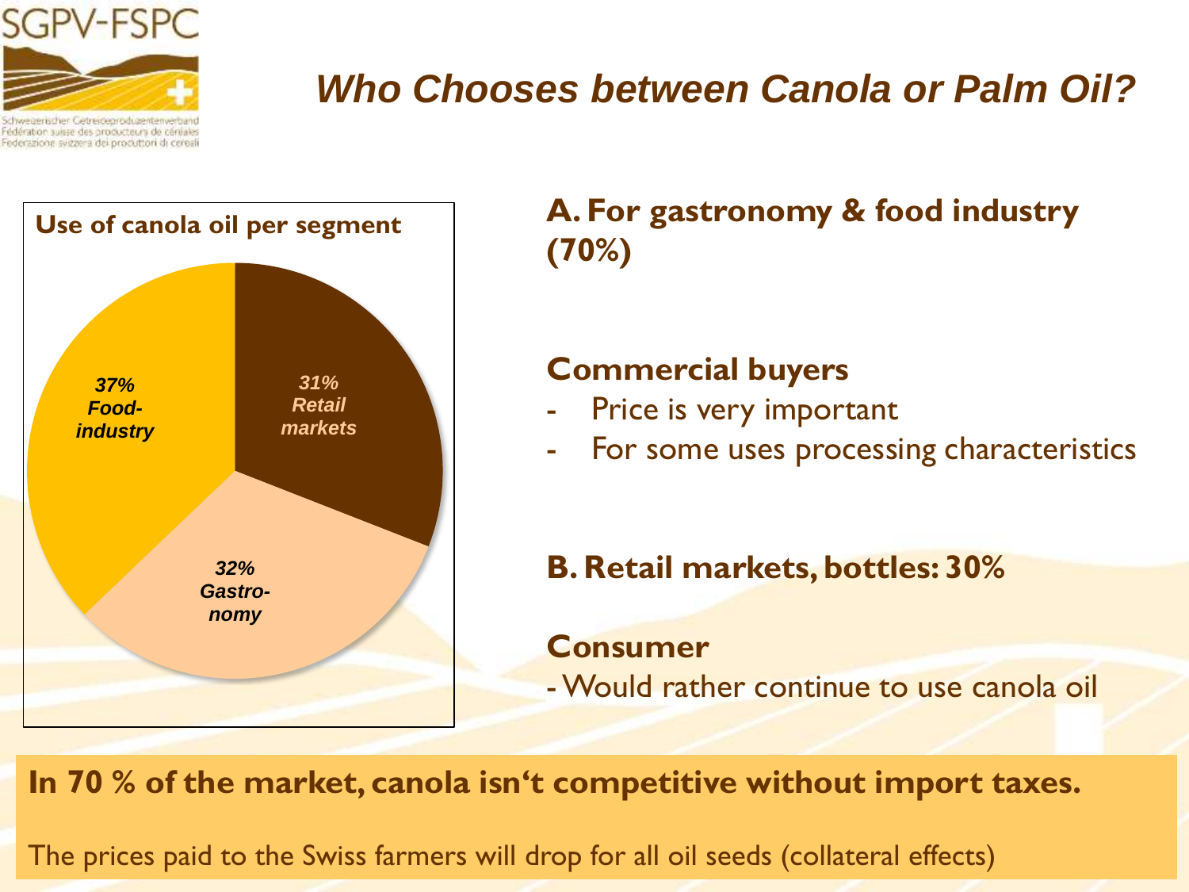# Who Chooses between Canola or Palm Oil?

**Use of canola oil per segment**

| Segment | Share |
|---|---|
| Food-industry | 37% |
| Retail markets | 31% |
| Gastronomy | 32% |

## A. For gastronomy & food industry (70%)

### Commercial buyers

- Price is very important
- For some uses processing characteristics

## B. Retail markets, bottles: 30%

### Consumer

- Would rather continue to use canola oil

**In 70 % of the market, canola isn‘t competitive without import taxes.**

The prices paid to the Swiss farmers will drop for all oil seeds (collateral effects)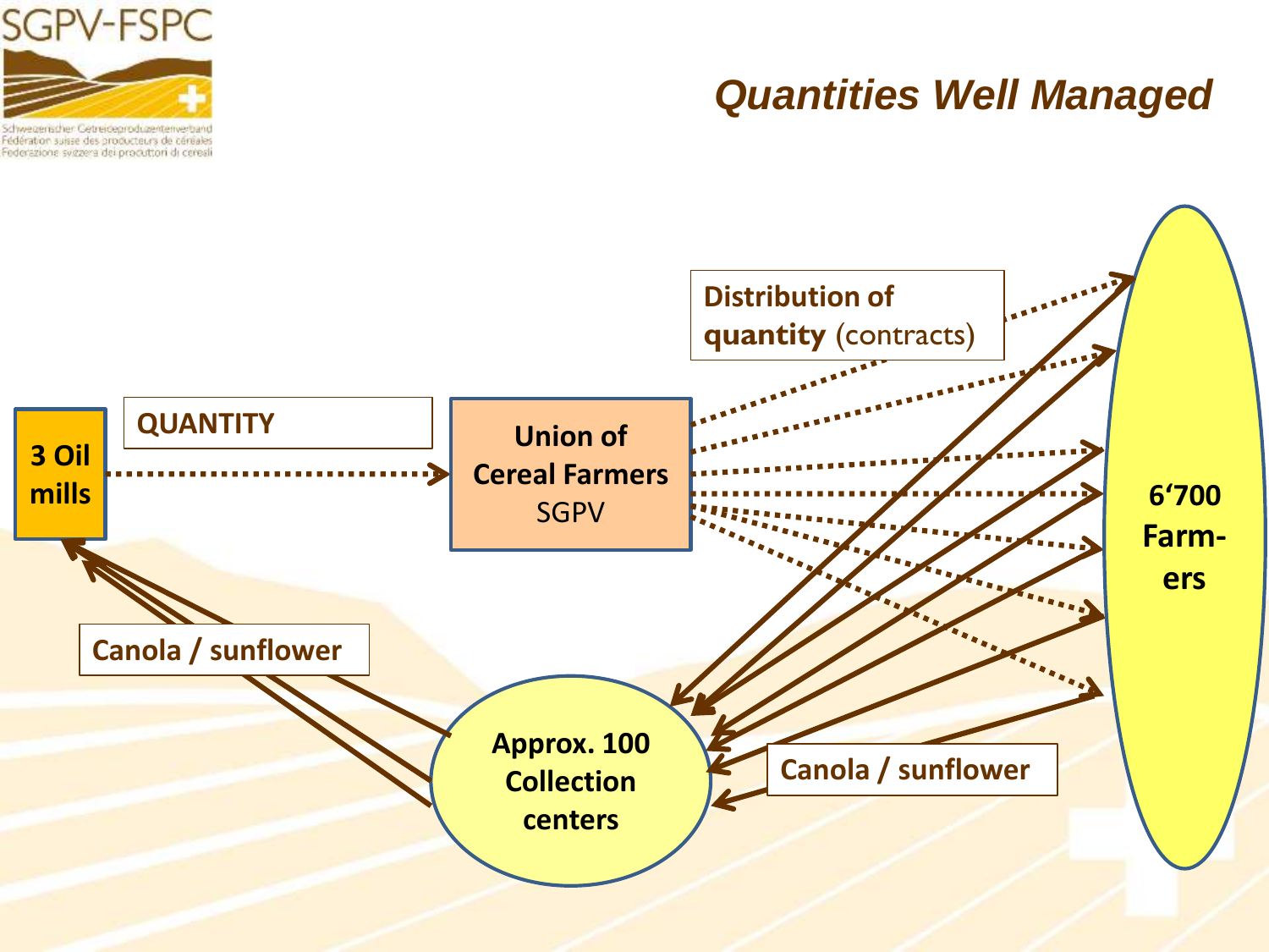# Quantities Well Managed

3 Oil mills

QUANTITY

Union of Cereal Farmers SGPV

Distribution of **quantity** (contracts)

6'700 Farmers

Canola / sunflower

Approx. 100 Collection centers

Canola / sunflower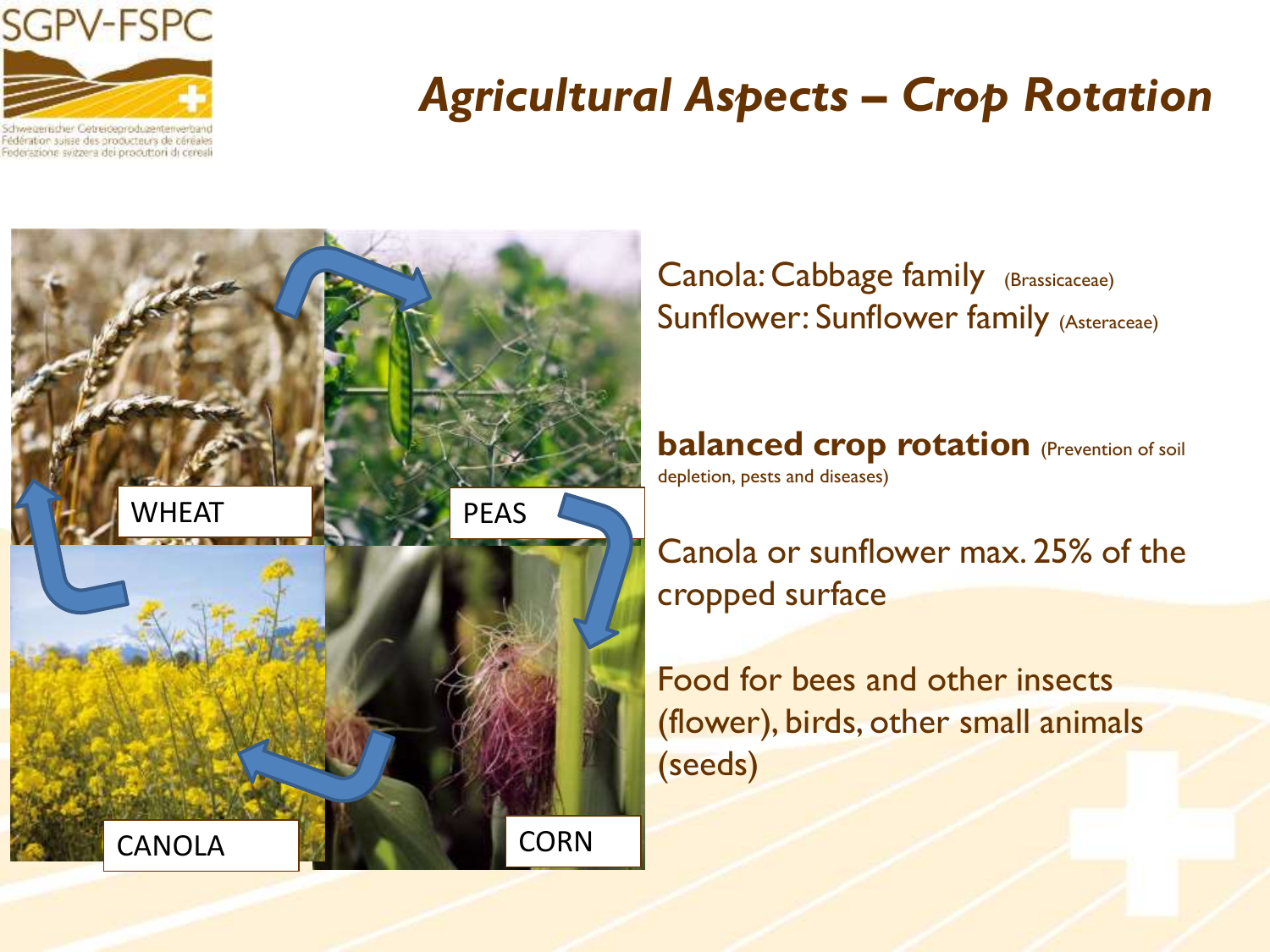# *Agricultural Aspects – Crop Rotation*

WHEAT

PEAS

CORN

CANOLA

Canola: Cabbage family (Brassicaceae)
Sunflower: Sunflower family (Asteraceae)

**balanced crop rotation** (Prevention of soil depletion, pests and diseases)

Canola or sunflower max. 25% of the cropped surface

Food for bees and other insects (flower), birds, other small animals (seeds)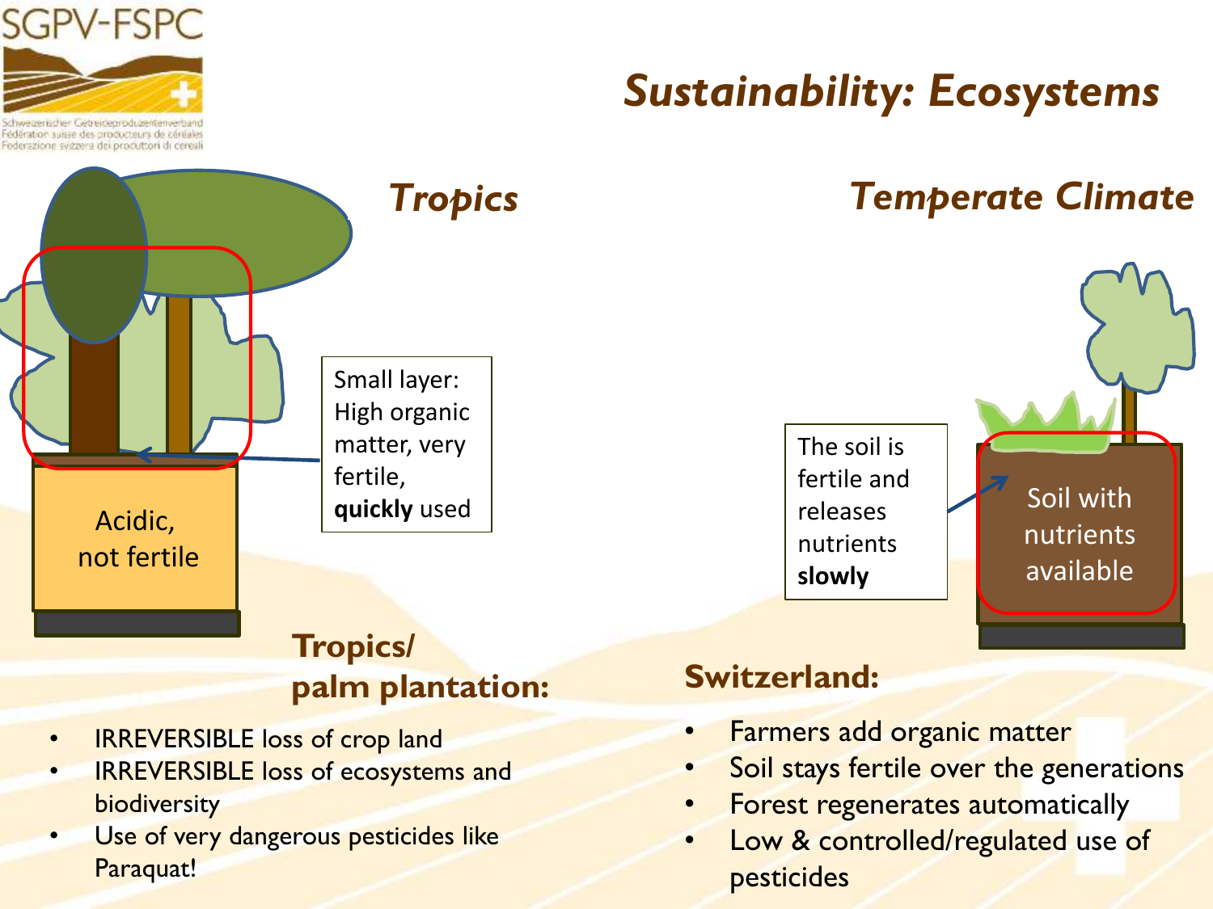# Sustainability: Ecosystems

## Tropics

Small layer: High organic matter, very fertile, **quickly** used

Acidic, not fertile

### Tropics/ palm plantation:

- IRREVERSIBLE loss of crop land
- IRREVERSIBLE loss of ecosystems and biodiversity
- Use of very dangerous pesticides like Paraquat!

## Temperate Climate

The soil is fertile and releases nutrients **slowly**

Soil with nutrients available

### Switzerland:

- Farmers add organic matter
- Soil stays fertile over the generations
- Forest regenerates automatically
- Low & controlled/regulated use of pesticides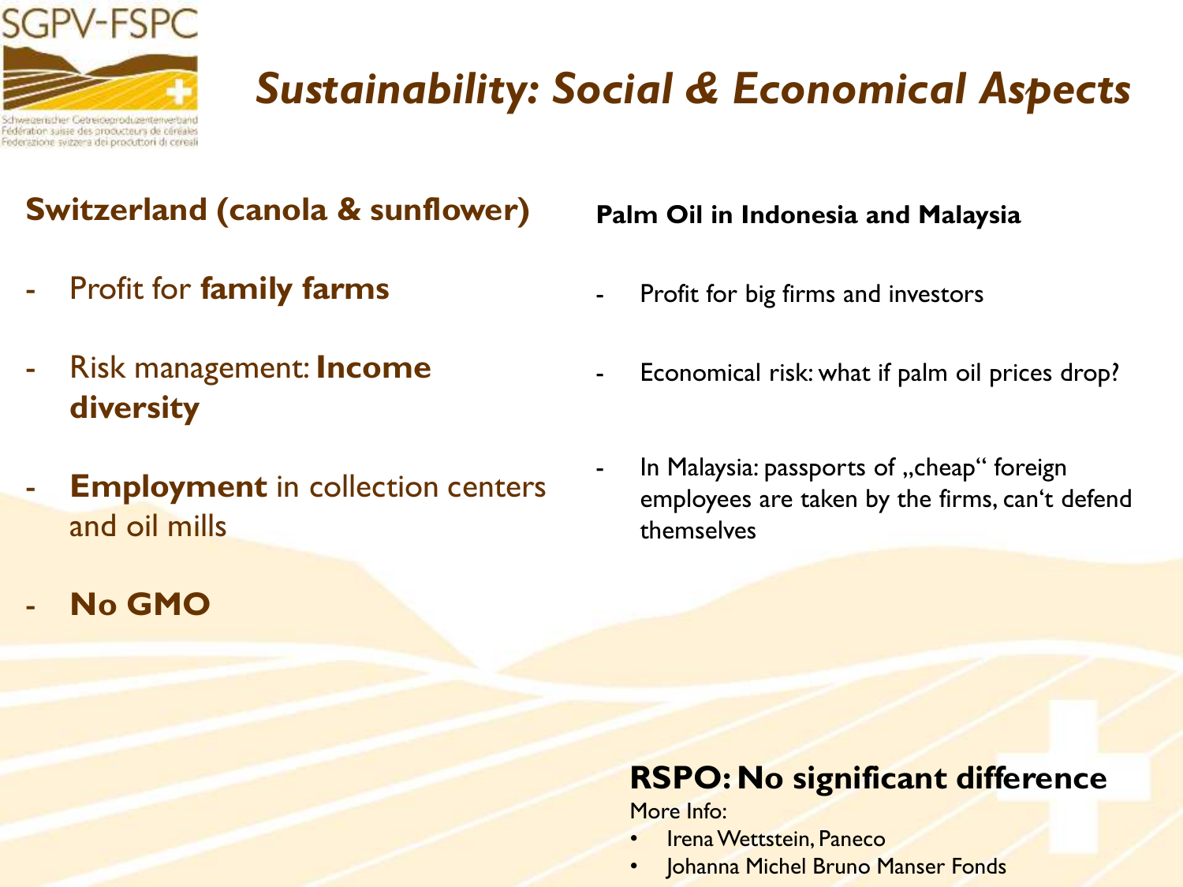# *Sustainability: Social & Economical Aspects*

## Switzerland (canola & sunflower)

- Profit for **family farms**
- Risk management: **Income diversity**
- **Employment** in collection centers and oil mills
- **No GMO**

## Palm Oil in Indonesia and Malaysia

- Profit for big firms and investors
- Economical risk: what if palm oil prices drop?
- In Malaysia: passports of „cheap“ foreign employees are taken by the firms, can‘t defend themselves

## RSPO: No significant difference

More Info:

- Irena Wettstein, Paneco
- Johanna Michel Bruno Manser Fonds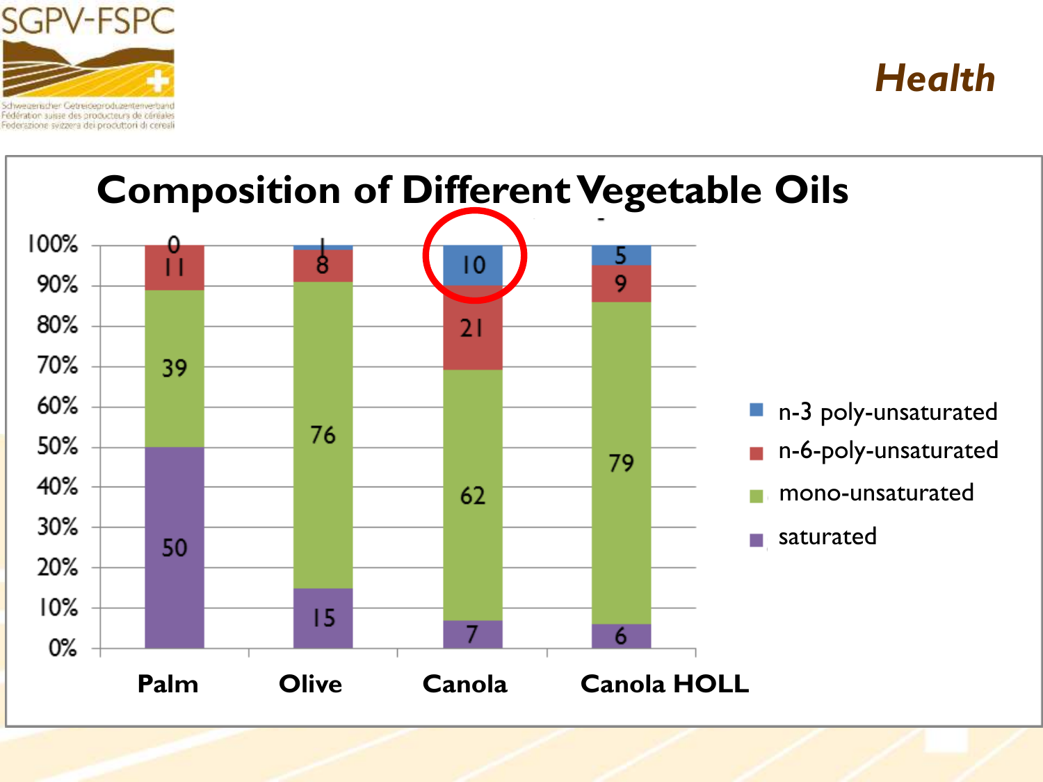# Health

## Composition of Different Vegetable Oils

| | Palm | Olive | Canola | Canola HOLL |
|---|---|---|---|---|
| n-3 poly-unsaturated | 0 | 1 | 10 | 5 |
| n-6-poly-unsaturated | 11 | 8 | 21 | 9 |
| mono-unsaturated | 39 | 76 | 62 | 79 |
| saturated | 50 | 15 | 7 | 6 |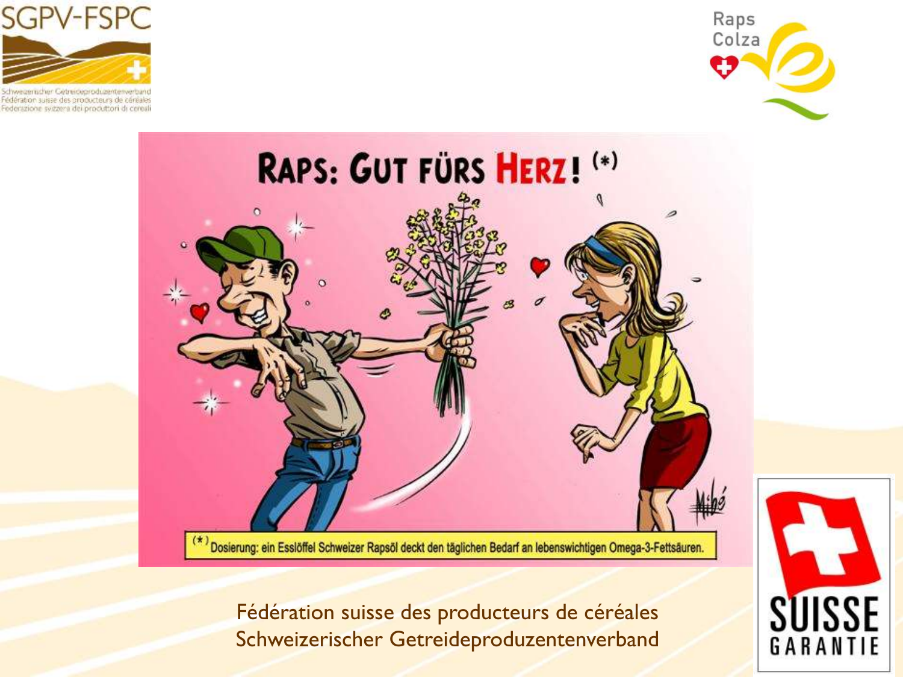SGPV-FSPC

Schweizerischer Getreideproduzentenverband
Fédération suisse des producteurs de céréales
Federazione svizzera dei produttori di cereali

Raps
Colza

RAPS: GUT FÜRS HERZ! (*)

(*) Dosierung: ein Esslöffel Schweizer Rapsöl deckt den täglichen Bedarf an lebenswichtigen Omega-3-Fettsäuren.

Fédération suisse des producteurs de céréales
Schweizerischer Getreideproduzentenverband

SUISSE GARANTIE